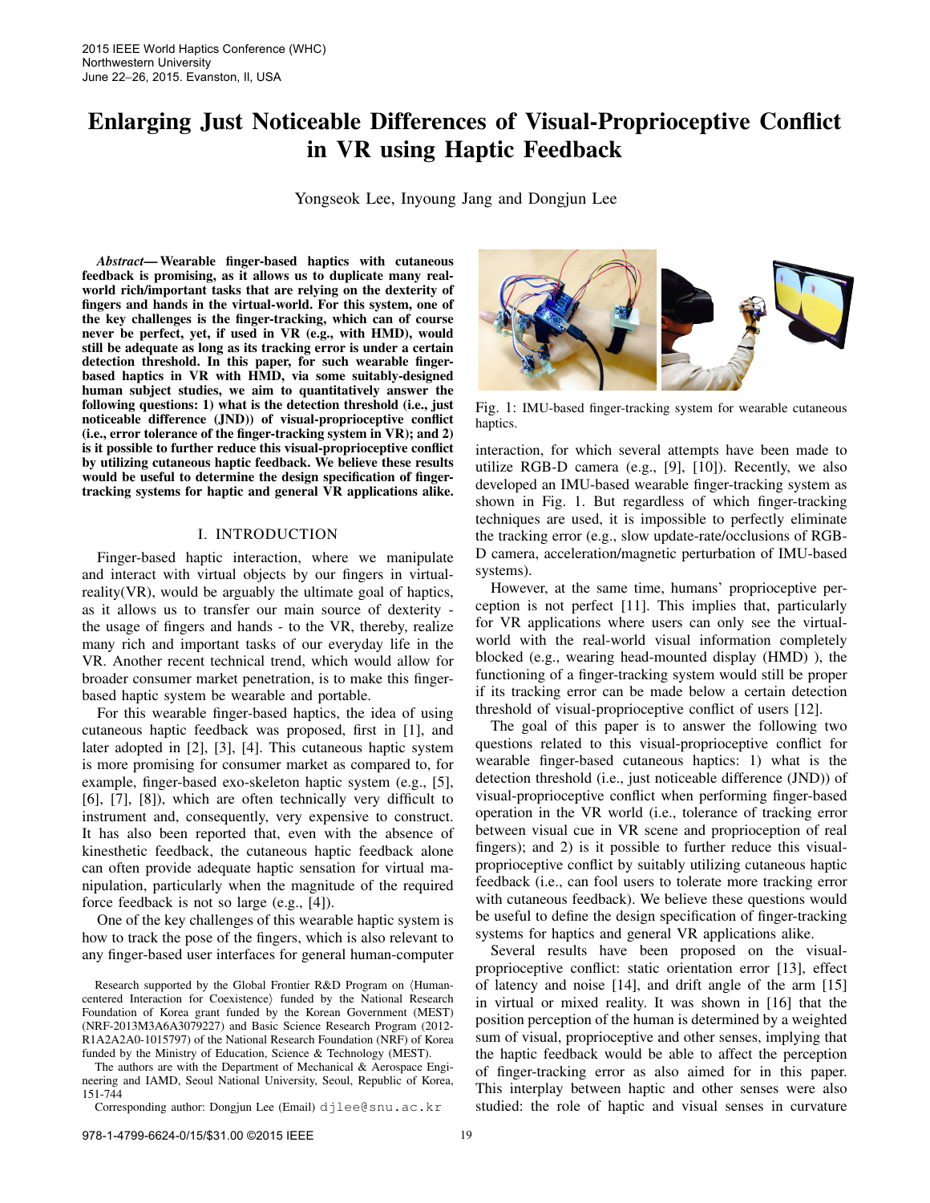# Enlarging Just Noticeable Differences of Visual-Proprioceptive Conflict in VR using Haptic Feedback

Yongseok Lee, Inyoung Jang and Dongjun Lee

***Abstract*— Wearable finger-based haptics with cutaneous feedback is promising, as it allows us to duplicate many real-world rich/important tasks that are relying on the dexterity of fingers and hands in the virtual-world. For this system, one of the key challenges is the finger-tracking, which can of course never be perfect, yet, if used in VR (e.g., with HMD), would still be adequate as long as its tracking error is under a certain detection threshold. In this paper, for such wearable finger-based haptics in VR with HMD, via some suitably-designed human subject studies, we aim to quantitatively answer the following questions: 1) what is the detection threshold (i.e., just noticeable difference (JND)) of visual-proprioceptive conflict (i.e., error tolerance of the finger-tracking system in VR); and 2) is it possible to further reduce this visual-proprioceptive conflict by utilizing cutaneous haptic feedback. We believe these results would be useful to determine the design specification of finger-tracking systems for haptic and general VR applications alike.**

## I. INTRODUCTION

Finger-based haptic interaction, where we manipulate and interact with virtual objects by our fingers in virtual-reality(VR), would be arguably the ultimate goal of haptics, as it allows us to transfer our main source of dexterity - the usage of fingers and hands - to the VR, thereby, realize many rich and important tasks of our everyday life in the VR. Another recent technical trend, which would allow for broader consumer market penetration, is to make this finger-based haptic system be wearable and portable.

For this wearable finger-based haptics, the idea of using cutaneous haptic feedback was proposed, first in [1], and later adopted in [2], [3], [4]. This cutaneous haptic system is more promising for consumer market as compared to, for example, finger-based exo-skeleton haptic system (e.g., [5], [6], [7], [8]), which are often technically very difficult to instrument and, consequently, very expensive to construct. It has also been reported that, even with the absence of kinesthetic feedback, the cutaneous haptic feedback alone can often provide adequate haptic sensation for virtual manipulation, particularly when the magnitude of the required force feedback is not so large (e.g., [4]).

One of the key challenges of this wearable haptic system is how to track the pose of the fingers, which is also relevant to any finger-based user interfaces for general human-computer interaction, for which several attempts have been made to utilize RGB-D camera (e.g., [9], [10]). Recently, we also developed an IMU-based wearable finger-tracking system as shown in Fig. 1. But regardless of which finger-tracking techniques are used, it is impossible to perfectly eliminate the tracking error (e.g., slow update-rate/occlusions of RGB-D camera, acceleration/magnetic perturbation of IMU-based systems).

Fig. 1: IMU-based finger-tracking system for wearable cutaneous haptics.

However, at the same time, humans' proprioceptive perception is not perfect [11]. This implies that, particularly for VR applications where users can only see the virtual-world with the real-world visual information completely blocked (e.g., wearing head-mounted display (HMD) ), the functioning of a finger-tracking system would still be proper if its tracking error can be made below a certain detection threshold of visual-proprioceptive conflict of users [12].

The goal of this paper is to answer the following two questions related to this visual-proprioceptive conflict for wearable finger-based cutaneous haptics: 1) what is the detection threshold (i.e., just noticeable difference (JND)) of visual-proprioceptive conflict when performing finger-based operation in the VR world (i.e., tolerance of tracking error between visual cue in VR scene and proprioception of real fingers); and 2) is it possible to further reduce this visual-proprioceptive conflict by suitably utilizing cutaneous haptic feedback (i.e., can fool users to tolerate more tracking error with cutaneous feedback). We believe these questions would be useful to define the design specification of finger-tracking systems for haptics and general VR applications alike.

Several results have been proposed on the visual-proprioceptive conflict: static orientation error [13], effect of latency and noise [14], and drift angle of the arm [15] in virtual or mixed reality. It was shown in [16] that the position perception of the human is determined by a weighted sum of visual, proprioceptive and other senses, implying that the haptic feedback would be able to affect the perception of finger-tracking error as also aimed for in this paper. This interplay between haptic and other senses were also studied: the role of haptic and visual senses in curvature

Research supported by the Global Frontier R&D Program on ⟨Human-centered Interaction for Coexistence⟩ funded by the National Research Foundation of Korea grant funded by the Korean Government (MEST) (NRF-2013M3A6A3079227) and Basic Science Research Program (2012-R1A2A2A0-1015797) of the National Research Foundation (NRF) of Korea funded by the Ministry of Education, Science & Technology (MEST).

The authors are with the Department of Mechanical & Aerospace Engineering and IAMD, Seoul National University, Seoul, Republic of Korea, 151-744

Corresponding author: Dongjun Lee (Email) djlee@snu.ac.kr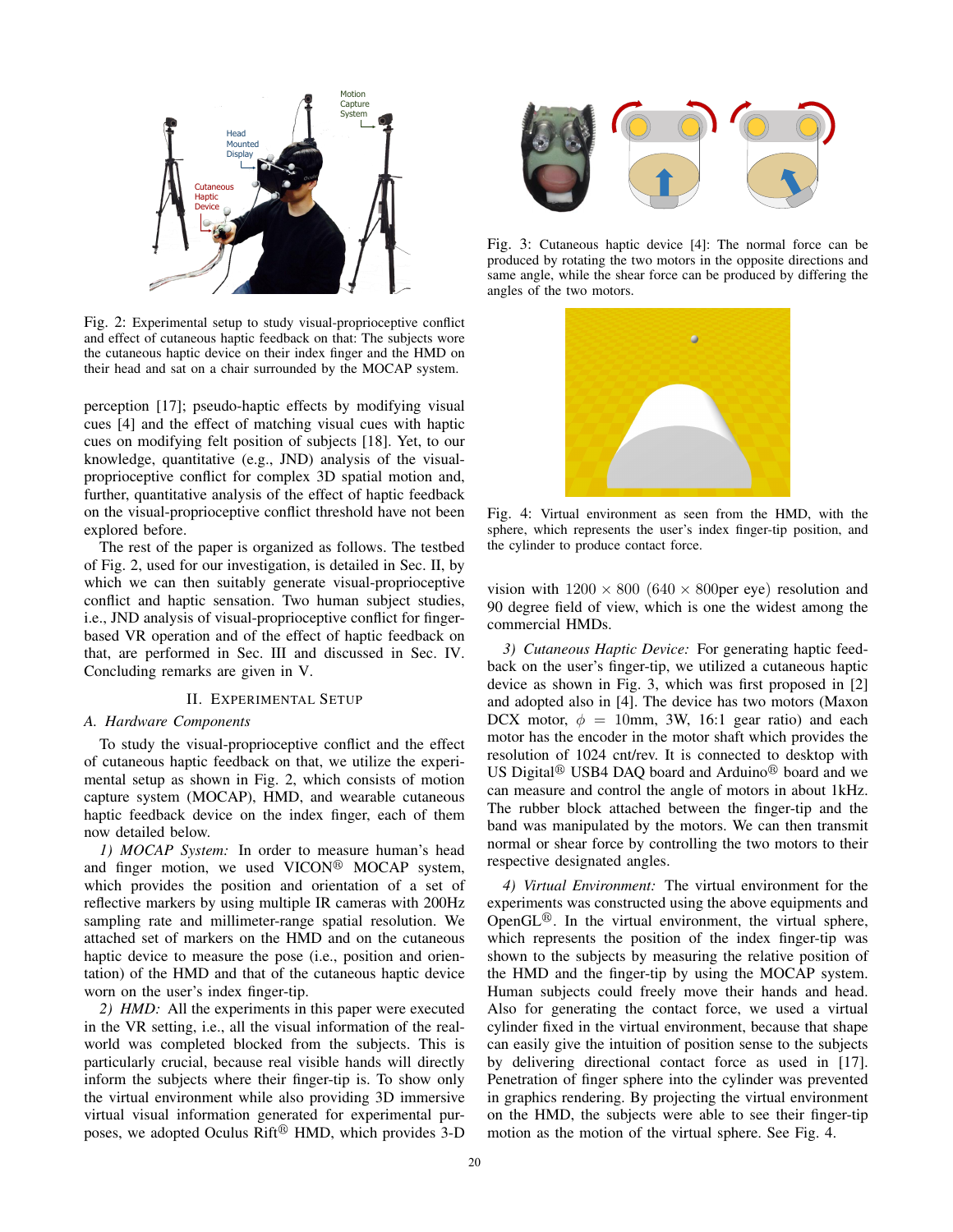Fig. 2: Experimental setup to study visual-proprioceptive conflict and effect of cutaneous haptic feedback on that: The subjects wore the cutaneous haptic device on their index finger and the HMD on their head and sat on a chair surrounded by the MOCAP system.

perception [17]; pseudo-haptic effects by modifying visual cues [4] and the effect of matching visual cues with haptic cues on modifying felt position of subjects [18]. Yet, to our knowledge, quantitative (e.g., JND) analysis of the visual-proprioceptive conflict for complex 3D spatial motion and, further, quantitative analysis of the effect of haptic feedback on the visual-proprioceptive conflict threshold have not been explored before.

The rest of the paper is organized as follows. The testbed of Fig. 2, used for our investigation, is detailed in Sec. II, by which we can then suitably generate visual-proprioceptive conflict and haptic sensation. Two human subject studies, i.e., JND analysis of visual-proprioceptive conflict for finger-based VR operation and of the effect of haptic feedback on that, are performed in Sec. III and discussed in Sec. IV. Concluding remarks are given in V.

## II. Experimental Setup

### A. Hardware Components

To study the visual-proprioceptive conflict and the effect of cutaneous haptic feedback on that, we utilize the experimental setup as shown in Fig. 2, which consists of motion capture system (MOCAP), HMD, and wearable cutaneous haptic feedback device on the index finger, each of them now detailed below.

*1) MOCAP System:* In order to measure human's head and finger motion, we used VICON® MOCAP system, which provides the position and orientation of a set of reflective markers by using multiple IR cameras with 200Hz sampling rate and millimeter-range spatial resolution. We attached set of markers on the HMD and on the cutaneous haptic device to measure the pose (i.e., position and orientation) of the HMD and that of the cutaneous haptic device worn on the user's index finger-tip.

*2) HMD:* All the experiments in this paper were executed in the VR setting, i.e., all the visual information of the real-world was completed blocked from the subjects. This is particularly crucial, because real visible hands will directly inform the subjects where their finger-tip is. To show only the virtual environment while also providing 3D immersive virtual visual information generated for experimental purposes, we adopted Oculus Rift® HMD, which provides 3-D vision with $1200 \times 800$ $(640 \times 800$per eye$)$ resolution and 90 degree field of view, which is one the widest among the commercial HMDs.

Fig. 3: Cutaneous haptic device [4]: The normal force can be produced by rotating the two motors in the opposite directions and same angle, while the shear force can be produced by differing the angles of the two motors.

Fig. 4: Virtual environment as seen from the HMD, with the sphere, which represents the user's index finger-tip position, and the cylinder to produce contact force.

*3) Cutaneous Haptic Device:* For generating haptic feedback on the user's finger-tip, we utilized a cutaneous haptic device as shown in Fig. 3, which was first proposed in [2] and adopted also in [4]. The device has two motors (Maxon DCX motor, $\phi$ = 10mm, 3W, 16:1 gear ratio) and each motor has the encoder in the motor shaft which provides the resolution of 1024 cnt/rev. It is connected to desktop with US Digital® USB4 DAQ board and Arduino® board and we can measure and control the angle of motors in about 1kHz. The rubber block attached between the finger-tip and the band was manipulated by the motors. We can then transmit normal or shear force by controlling the two motors to their respective designated angles.

*4) Virtual Environment:* The virtual environment for the experiments was constructed using the above equipments and OpenGL®. In the virtual environment, the virtual sphere, which represents the position of the index finger-tip was shown to the subjects by measuring the relative position of the HMD and the finger-tip by using the MOCAP system. Human subjects could freely move their hands and head. Also for generating the contact force, we used a virtual cylinder fixed in the virtual environment, because that shape can easily give the intuition of position sense to the subjects by delivering directional contact force as used in [17]. Penetration of finger sphere into the cylinder was prevented in graphics rendering. By projecting the virtual environment on the HMD, the subjects were able to see their finger-tip motion as the motion of the virtual sphere. See Fig. 4.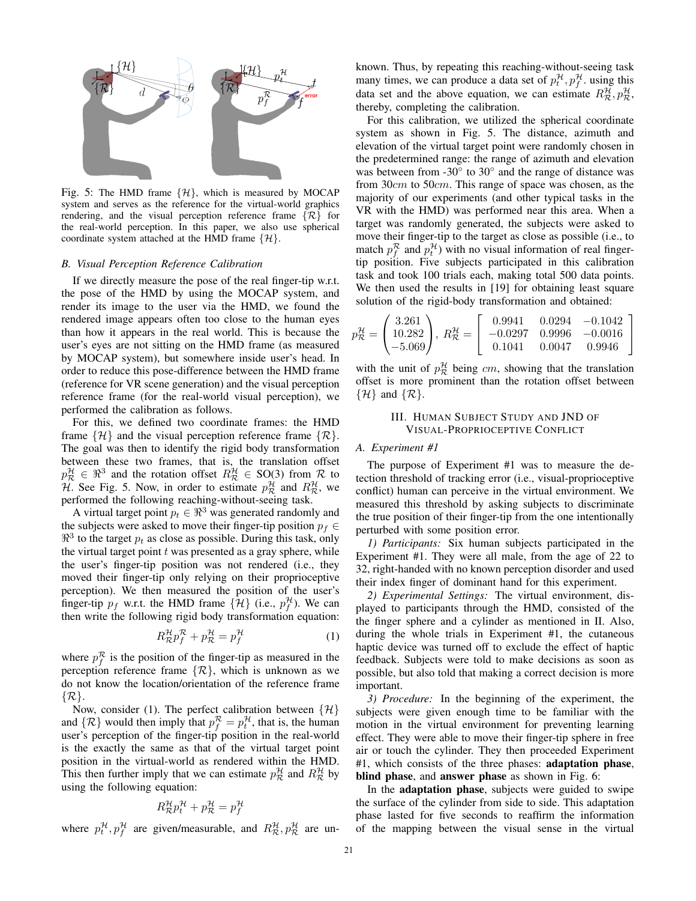Fig. 5: The HMD frame $\{\mathcal{H}\}$, which is measured by MOCAP system and serves as the reference for the virtual-world graphics rendering, and the visual perception reference frame $\{\mathcal{R}\}$ for the real-world perception. In this paper, we also use spherical coordinate system attached at the HMD frame $\{\mathcal{H}\}$.

### B. Visual Perception Reference Calibration

If we directly measure the pose of the real finger-tip w.r.t. the pose of the HMD by using the MOCAP system, and render its image to the user via the HMD, we found the rendered image appears often too close to the human eyes than how it appears in the real world. This is because the user's eyes are not sitting on the HMD frame (as measured by MOCAP system), but somewhere inside user's head. In order to reduce this pose-difference between the HMD frame (reference for VR scene generation) and the visual perception reference frame (for the real-world visual perception), we performed the calibration as follows.

For this, we defined two coordinate frames: the HMD frame $\{\mathcal{H}\}$ and the visual perception reference frame $\{\mathcal{R}\}$. The goal was then to identify the rigid body transformation between these two frames, that is, the translation offset $p^{\mathcal{H}}_{\mathcal{R}} \in \Re^3$ and the rotation offset $R^{\mathcal{H}}_{\mathcal{R}} \in$ SO(3) from $\mathcal{R}$ to $\mathcal{H}$. See Fig. 5. Now, in order to estimate $p^{\mathcal{H}}_{\mathcal{R}}$ and $R^{\mathcal{H}}_{\mathcal{R}}$, we performed the following reaching-without-seeing task.

A virtual target point $p_t \in \Re^3$ was generated randomly and the subjects were asked to move their finger-tip position $p_f \in \Re^3$ to the target $p_t$ as close as possible. During this task, only the virtual target point $t$ was presented as a gray sphere, while the user's finger-tip position was not rendered (i.e., they moved their finger-tip only relying on their proprioceptive perception). We then measured the position of the user's finger-tip $p_f$ w.r.t. the HMD frame $\{\mathcal{H}\}$ (i.e., $p^{\mathcal{H}}_f$). We can then write the following rigid body transformation equation:

$$R^{\mathcal{H}}_{\mathcal{R}} p^{\mathcal{R}}_f + p^{\mathcal{H}}_{\mathcal{R}} = p^{\mathcal{H}}_f \tag{1}$$

where $p^{\mathcal{R}}_f$ is the position of the finger-tip as measured in the perception reference frame $\{\mathcal{R}\}$, which is unknown as we do not know the location/orientation of the reference frame $\{\mathcal{R}\}$.

Now, consider (1). The perfect calibration between $\{\mathcal{H}\}$ and $\{\mathcal{R}\}$ would then imply that $p^{\mathcal{R}}_f = p^{\mathcal{H}}_t$, that is, the human user's perception of the finger-tip position in the real-world is the exactly the same as that of the virtual target point position in the virtual-world as rendered within the HMD. This then further imply that we can estimate $p^{\mathcal{H}}_{\mathcal{R}}$ and $R^{\mathcal{H}}_{\mathcal{R}}$ by using the following equation:

$$R^{\mathcal{H}}_{\mathcal{R}} p^{\mathcal{H}}_t + p^{\mathcal{H}}_{\mathcal{R}} = p^{\mathcal{H}}_f$$

where $p^{\mathcal{H}}_t, p^{\mathcal{H}}_f$ are given/measurable, and $R^{\mathcal{H}}_{\mathcal{R}}, p^{\mathcal{H}}_{\mathcal{R}}$ are unknown. Thus, by repeating this reaching-without-seeing task many times, we can produce a data set of $p^{\mathcal{H}}_t, p^{\mathcal{H}}_f$. using this data set and the above equation, we can estimate $R^{\mathcal{H}}_{\mathcal{R}}, p^{\mathcal{H}}_{\mathcal{R}}$, thereby, completing the calibration.

For this calibration, we utilized the spherical coordinate system as shown in Fig. 5. The distance, azimuth and elevation of the virtual target point were randomly chosen in the predetermined range: the range of azimuth and elevation was between from -30° to 30° and the range of distance was from 30$cm$ to 50$cm$. This range of space was chosen, as the majority of our experiments (and other typical tasks in the VR with the HMD) was performed near this area. When a target was randomly generated, the subjects were asked to move their finger-tip to the target as close as possible (i.e., to match $p^{\mathcal{R}}_f$ and $p^{\mathcal{H}}_t$) with no visual information of real finger-tip position. Five subjects participated in this calibration task and took 100 trials each, making total 500 data points. We then used the results in [19] for obtaining least square solution of the rigid-body transformation and obtained:

$$p^{\mathcal{H}}_{\mathcal{R}} = \begin{pmatrix} 3.261 \\ 10.282 \\ -5.069 \end{pmatrix}, \; R^{\mathcal{H}}_{\mathcal{R}} = \begin{bmatrix} 0.9941 & 0.0294 & -0.1042 \\ -0.0297 & 0.9996 & -0.0016 \\ 0.1041 & 0.0047 & 0.9946 \end{bmatrix}$$

with the unit of $p^{\mathcal{H}}_{\mathcal{R}}$ being $cm$, showing that the translation offset is more prominent than the rotation offset between $\{\mathcal{H}\}$ and $\{\mathcal{R}\}$.

## III. Human Subject Study and JND of Visual-Proprioceptive Conflict

### A. Experiment #1

The purpose of Experiment #1 was to measure the detection threshold of tracking error (i.e., visual-proprioceptive conflict) human can perceive in the virtual environment. We measured this threshold by asking subjects to discriminate the true position of their finger-tip from the one intentionally perturbed with some position error.

*1) Participants:* Six human subjects participated in the Experiment #1. They were all male, from the age of 22 to 32, right-handed with no known perception disorder and used their index finger of dominant hand for this experiment.

*2) Experimental Settings:* The virtual environment, displayed to participants through the HMD, consisted of the finger sphere and a cylinder as mentioned in II. Also, during the whole trials in Experiment #1, the cutaneous haptic device was turned off to exclude the effect of haptic feedback. Subjects were told to make decisions as soon as possible, but also told that making a correct decision is more important.

*3) Procedure:* In the beginning of the experiment, the subjects were given enough time to be familiar with the motion in the virtual environment for preventing learning effect. They were able to move their finger-tip sphere in free air or touch the cylinder. They then proceeded Experiment #1, which consists of the three phases: **adaptation phase**, **blind phase**, and **answer phase** as shown in Fig. 6:

In the **adaptation phase**, subjects were guided to swipe the surface of the cylinder from side to side. This adaptation phase lasted for five seconds to reaffirm the information of the mapping between the visual sense in the virtual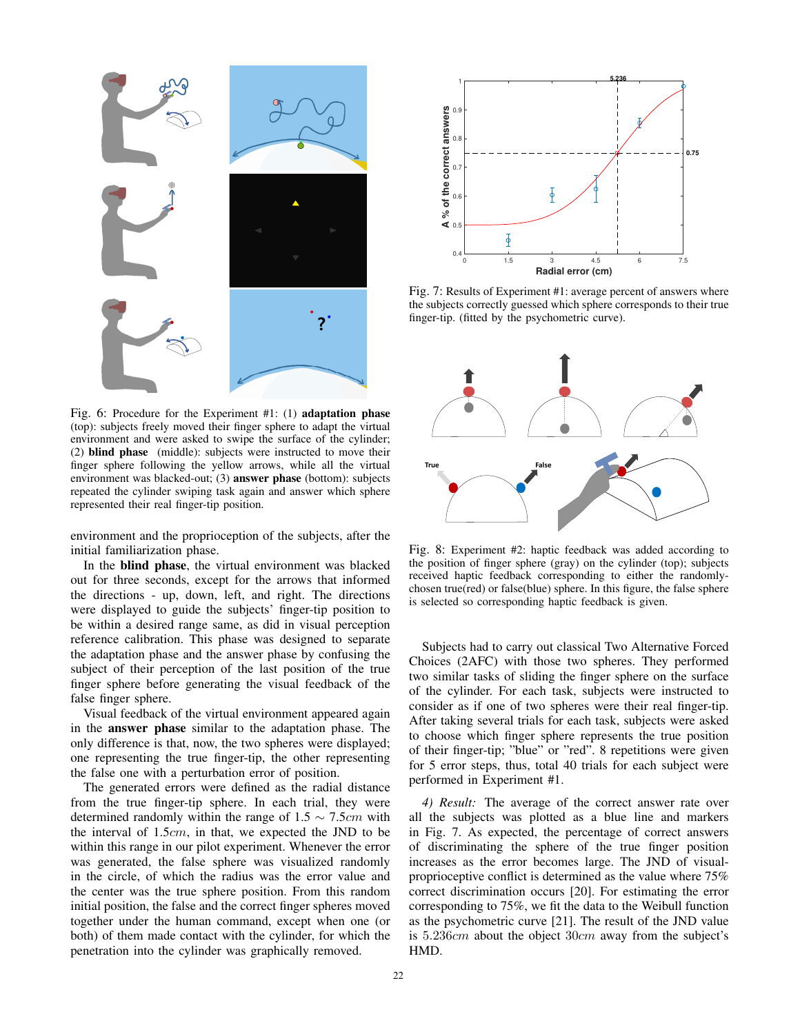Fig. 6: Procedure for the Experiment #1: (1) **adaptation phase** (top): subjects freely moved their finger sphere to adapt the virtual environment and were asked to swipe the surface of the cylinder; (2) **blind phase** (middle): subjects were instructed to move their finger sphere following the yellow arrows, while all the virtual environment was blacked-out; (3) **answer phase** (bottom): subjects repeated the cylinder swiping task again and answer which sphere represented their real finger-tip position.

environment and the proprioception of the subjects, after the initial familiarization phase.

In the **blind phase**, the virtual environment was blacked out for three seconds, except for the arrows that informed the directions - up, down, left, and right. The directions were displayed to guide the subjects' finger-tip position to be within a desired range same, as did in visual perception reference calibration. This phase was designed to separate the adaptation phase and the answer phase by confusing the subject of their perception of the last position of the true finger finger sphere before generating the visual feedback of the false finger sphere.

Visual feedback of the virtual environment appeared again in the **answer phase** similar to the adaptation phase. The only difference is that, now, the two spheres were displayed; one representing the true finger-tip, the other representing the false one with a perturbation error of position.

The generated errors were defined as the radial distance from the true finger-tip sphere. In each trial, they were determined randomly within the range of $1.5 \sim 7.5cm$ with the interval of $1.5cm$, in that, we expected the JND to be within this range in our pilot experiment. Whenever the error was generated, the false sphere was visualized randomly in the circle, of which the radius was the error value and the center was the true sphere position. From this random initial position, the false and the correct finger spheres moved together under the human command, except when one (or both) of them made contact with the cylinder, for which the penetration into the cylinder was graphically removed.

Fig. 7: Results of Experiment #1: average percent of answers where the subjects correctly guessed which sphere corresponds to their true finger-tip. (fitted by the psychometric curve).

Fig. 8: Experiment #2: haptic feedback was added according to the position of finger sphere (gray) on the cylinder (top); subjects received haptic feedback corresponding to either the randomly-chosen true(red) or false(blue) sphere. In this figure, the false sphere is selected so corresponding haptic feedback is given.

Subjects had to carry out classical Two Alternative Forced Choices (2AFC) with those two spheres. They performed two similar tasks of sliding the finger sphere on the surface of the cylinder. For each task, subjects were instructed to consider as if one of two spheres were their real finger-tip. After taking several trials for each task, subjects were asked to choose which finger sphere represents the true position of their finger-tip; "blue" or "red". 8 repetitions were given for 5 error steps, thus, total 40 trials for each subject were performed in Experiment #1.

*4) Result:* The average of the correct answer rate over all the subjects was plotted as a blue line and markers in Fig. 7. As expected, the percentage of correct answers of discriminating the sphere of the true finger position increases as the error becomes large. The JND of visual-proprioceptive conflict is determined as the value where 75% correct discrimination occurs [20]. For estimating the error corresponding to 75%, we fit the data to the Weibull function as the psychometric curve [21]. The result of the JND value is $5.236cm$ about the object $30cm$ away from the subject's HMD.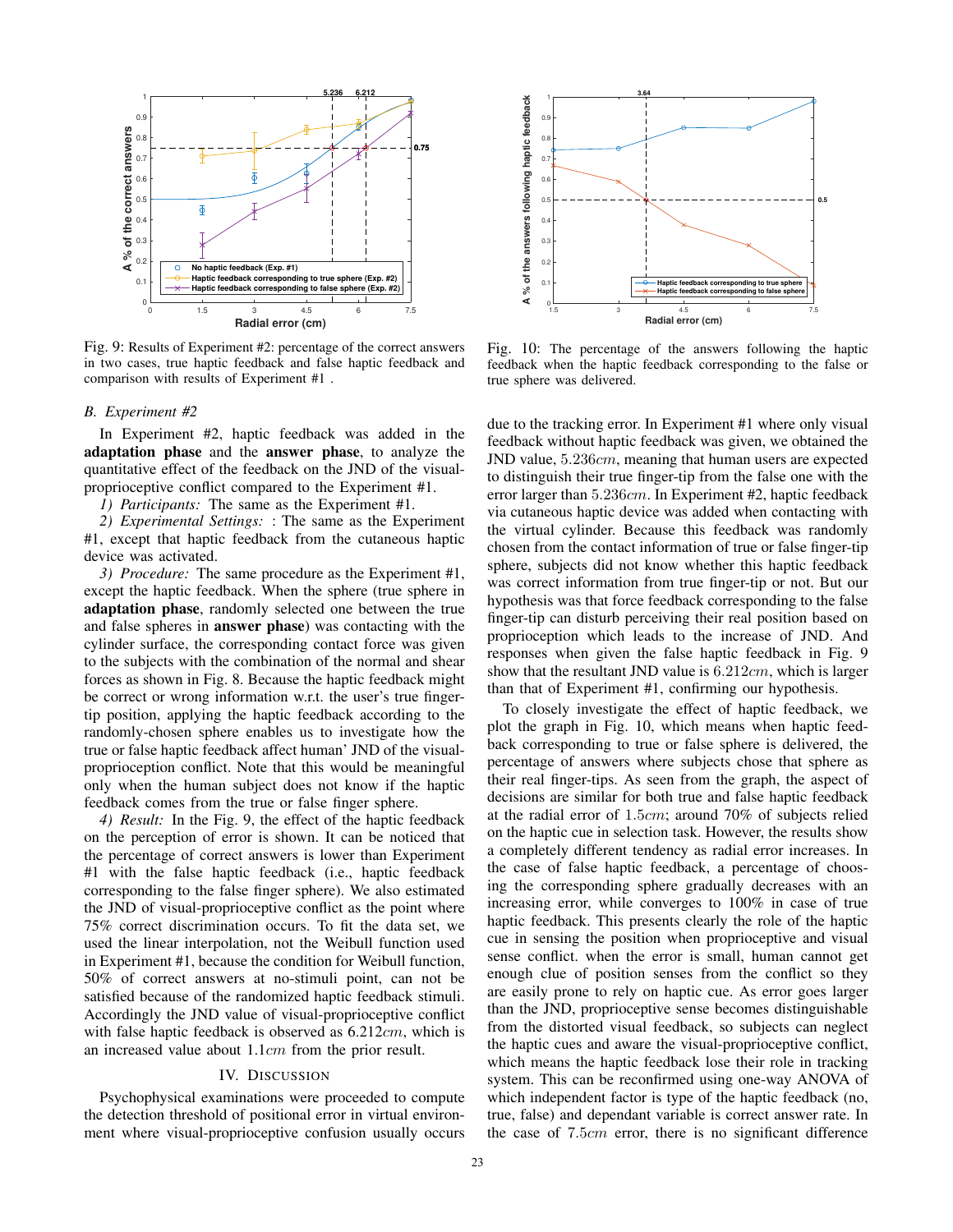Fig. 9: Results of Experiment #2: percentage of the correct answers in two cases, true haptic feedback and false haptic feedback and comparison with results of Experiment #1 .

Fig. 10: The percentage of the answers following the haptic feedback when the haptic feedback corresponding to the false or true sphere was delivered.

### B. Experiment #2

In Experiment #2, haptic feedback was added in the **adaptation phase** and the **answer phase**, to analyze the quantitative effect of the feedback on the JND of the visual-proprioceptive conflict compared to the Experiment #1.

*1) Participants:* The same as the Experiment #1.

*2) Experimental Settings:* : The same as the Experiment #1, except that haptic feedback from the cutaneous haptic device was activated.

*3) Procedure:* The same procedure as the Experiment #1, except the haptic feedback. When the sphere (true sphere in **adaptation phase**, randomly selected one between the true and false spheres in **answer phase**) was contacting with the cylinder surface, the corresponding contact force was given to the subjects with the combination of the normal and shear forces as shown in Fig. 8. Because the haptic feedback might be correct or wrong information w.r.t. the user's true finger-tip position, applying the haptic feedback according to the randomly-chosen sphere enables us to investigate how the true or false haptic feedback affect human' JND of the visual-proprioception conflict. Note that this would be meaningful only when the human subject does not know if the haptic feedback comes from the true or false finger sphere.

*4) Result:* In the Fig. 9, the effect of the haptic feedback on the perception of error is shown. It can be noticed that the percentage of correct answers is lower than Experiment #1 with the false haptic feedback (i.e., haptic feedback corresponding to the false finger sphere). We also estimated the JND of visual-proprioceptive conflict as the point where 75% correct discrimination occurs. To fit the data set, we used the linear interpolation, not the Weibull function used in Experiment #1, because the condition for Weibull function, 50% of correct answers at no-stimuli point, can not be satisfied because of the randomized haptic feedback stimuli. Accordingly the JND value of visual-proprioceptive conflict with false haptic feedback is observed as $6.212cm$, which is an increased value about $1.1cm$ from the prior result.

## IV. Discussion

Psychophysical examinations were proceeded to compute the detection threshold of positional error in virtual environment where visual-proprioceptive confusion usually occurs due to the tracking error. In Experiment #1 where only visual feedback without haptic feedback was given, we obtained the JND value, $5.236cm$, meaning that human users are expected to distinguish their true finger-tip from the false one with the error larger than $5.236cm$. In Experiment #2, haptic feedback via cutaneous haptic device was added when contacting with the virtual cylinder. Because this feedback was randomly chosen from the contact information of true or false finger-tip sphere, subjects did not know whether this haptic feedback was correct information from true finger-tip or not. But our hypothesis was that force feedback corresponding to the false finger-tip can disturb perceiving their real position based on proprioception which leads to the increase of JND. And responses when given the false haptic feedback in Fig. 9 show that the resultant JND value is $6.212cm$, which is larger than that of Experiment #1, confirming our hypothesis.

To closely investigate the effect of haptic feedback, we plot the graph in Fig. 10, which means when haptic feedback corresponding to true or false sphere is delivered, the percentage of answers where subjects chose that sphere as their real finger-tips. As seen from the graph, the aspect of decisions are similar for both true and false haptic feedback at the radial error of $1.5cm$; around 70% of subjects relied on the haptic cue in selection task. However, the results show a completely different tendency as radial error increases. In the case of false haptic feedback, a percentage of choosing the corresponding sphere gradually decreases with an increasing error, while converges to 100% in case of true haptic feedback. This presents clearly the role of the haptic cue in sensing the position when proprioceptive and visual sense conflict. when the error is small, human cannot get enough clue of position senses from the conflict so they are easily prone to rely on haptic cue. As error goes larger than the JND, proprioceptive sense becomes distinguishable from the distorted visual feedback, so subjects can neglect the haptic cues and aware the visual-proprioceptive conflict, which means the haptic feedback lose their role in tracking system. This can be reconfirmed using one-way ANOVA of which independent factor is type of the haptic feedback (no, true, false) and dependant variable is correct answer rate. In the case of $7.5cm$ error, there is no significant difference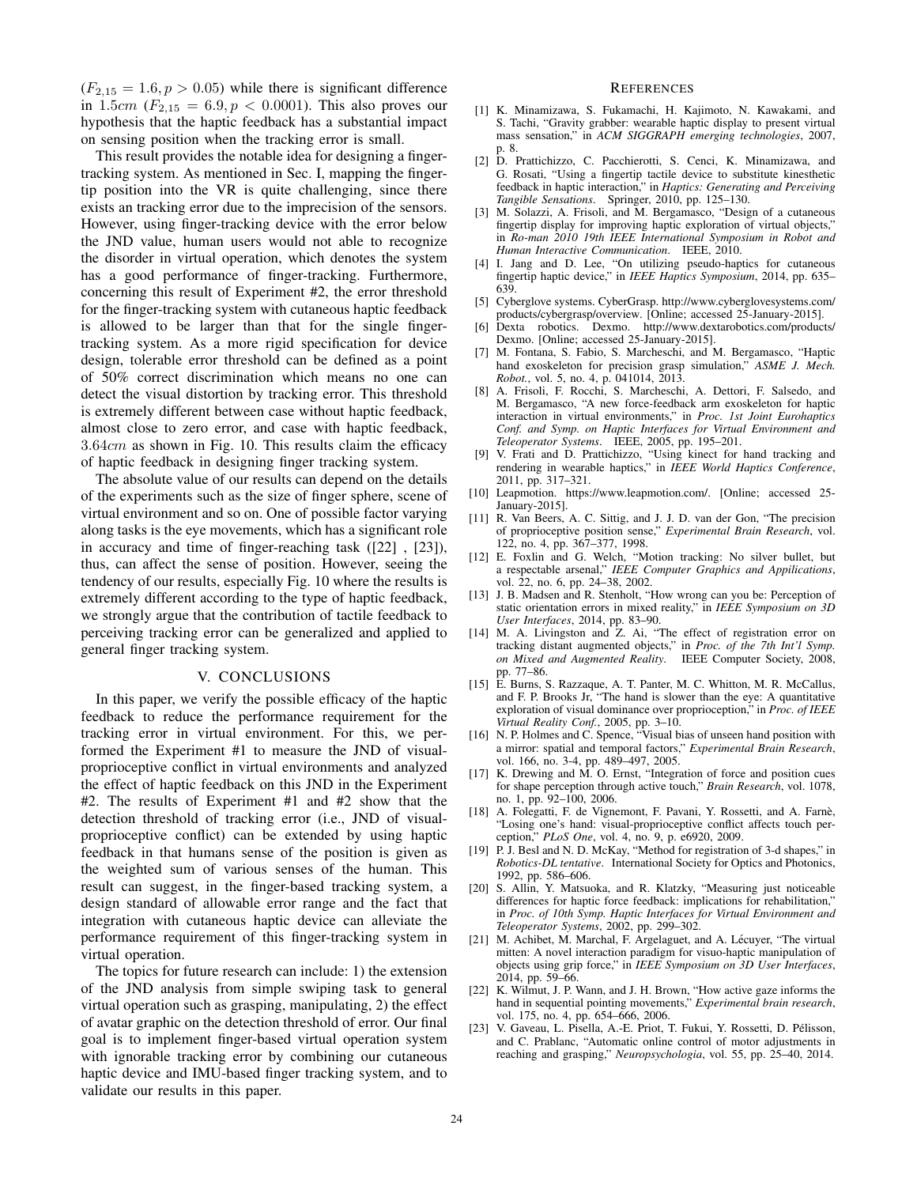$(F_{2,15} = 1.6, p > 0.05)$ while there is significant difference in $1.5cm$ $(F_{2,15} = 6.9, p < 0.0001)$. This also proves our hypothesis that the haptic feedback has a substantial impact on sensing position when the tracking error is small.

This result provides the notable idea for designing a finger-tracking system. As mentioned in Sec. I, mapping the fingertip position into the VR is quite challenging, since there exists an tracking error due to the imprecision of the sensors. However, using finger-tracking device with the error below the JND value, human users would not able to recognize the disorder in virtual operation, which denotes the system has a good performance of finger-tracking. Furthermore, concerning this result of Experiment #2, the error threshold for the finger-tracking system with cutaneous haptic feedback is allowed to be larger than that for the single finger-tracking system. As a more rigid specification for device design, tolerable error threshold can be defined as a point of 50% correct discrimination which means no one can detect the visual distortion by tracking error. This threshold is extremely different between case without haptic feedback, almost close to zero error, and case with haptic feedback, $3.64cm$ as shown in Fig. 10. This results claim the efficacy of haptic feedback in designing finger tracking system.

The absolute value of our results can depend on the details of the experiments such as the size of finger sphere, scene of virtual environment and so on. One of possible factor varying along tasks is the eye movements, which has a significant role in accuracy and time of finger-reaching task ([22] , [23]), thus, can affect the sense of position. However, seeing the tendency of our results, especially Fig. 10 where the results is extremely different according to the type of haptic feedback, we strongly argue that the contribution of tactile feedback to perceiving tracking error can be generalized and applied to general finger tracking system.

## V. CONCLUSIONS

In this paper, we verify the possible efficacy of the haptic feedback to reduce the performance requirement for the tracking error in virtual environment. For this, we performed the Experiment #1 to measure the JND of visual-proprioceptive conflict in virtual environments and analyzed the effect of haptic feedback on this JND in the Experiment #2. The results of Experiment #1 and #2 show that the detection threshold of tracking error (i.e., JND of visual-proprioceptive conflict) can be extended by using haptic feedback in that humans sense of the position is given as the weighted sum of various senses of the human. This result can suggest, in the finger-based tracking system, a design standard of allowable error range and the fact that integration with cutaneous haptic device can alleviate the performance requirement of this finger-tracking system in virtual operation.

The topics for future research can include: 1) the extension of the JND analysis from simple swiping task to general virtual operation such as grasping, manipulating, 2) the effect of avatar graphic on the detection threshold of error. Our final goal is to implement finger-based virtual operation system with ignorable tracking error by combining our cutaneous haptic device and IMU-based finger tracking system, and to validate our results in this paper.

## REFERENCES

[1] K. Minamizawa, S. Fukamachi, H. Kajimoto, N. Kawakami, and S. Tachi, "Gravity grabber: wearable haptic display to present virtual mass sensation," in *ACM SIGGRAPH emerging technologies*, 2007, p. 8.

[2] D. Prattichizzo, C. Pacchierotti, S. Cenci, K. Minamizawa, and G. Rosati, "Using a fingertip tactile device to substitute kinesthetic feedback in haptic interaction," in *Haptics: Generating and Perceiving Tangible Sensations*. Springer, 2010, pp. 125–130.

[3] M. Solazzi, A. Frisoli, and M. Bergamasco, "Design of a cutaneous fingertip display for improving haptic exploration of virtual objects," in *Ro-man 2010 19th IEEE International Symposium in Robot and Human Interactive Communication*. IEEE, 2010.

[4] I. Jang and D. Lee, "On utilizing pseudo-haptics for cutaneous fingertip haptic device," in *IEEE Haptics Symposium*, 2014, pp. 635–639.

[5] Cyberglove systems. CyberGrasp. http://www.cyberglovesystems.com/products/cybergrasp/overview. [Online; accessed 25-January-2015].

[6] Dexta robotics. Dexmo. http://www.dextarobotics.com/products/Dexmo. [Online; accessed 25-January-2015].

[7] M. Fontana, S. Fabio, S. Marcheschi, and M. Bergamasco, "Haptic hand exoskeleton for precision grasp simulation," *ASME J. Mech. Robot.*, vol. 5, no. 4, p. 041014, 2013.

[8] A. Frisoli, F. Rocchi, S. Marcheschi, A. Dettori, F. Salsedo, and M. Bergamasco, "A new force-feedback arm exoskeleton for haptic interaction in virtual environments," in *Proc. 1st Joint Eurohaptics Conf. and Symp. on Haptic Interfaces for Virtual Environment and Teleoperator Systems*. IEEE, 2005, pp. 195–201.

[9] V. Frati and D. Prattichizzo, "Using kinect for hand tracking and rendering in wearable haptics," in *IEEE World Haptics Conference*, 2011, pp. 317–321.

[10] Leapmotion. https://www.leapmotion.com/. [Online; accessed 25-January-2015].

[11] R. Van Beers, A. C. Sittig, and J. J. D. van der Gon, "The precision of proprioceptive position sense," *Experimental Brain Research*, vol. 122, no. 4, pp. 367–377, 1998.

[12] E. Foxlin and G. Welch, "Motion tracking: No silver bullet, but a respectable arsenal," *IEEE Computer Graphics and Appilications*, vol. 22, no. 6, pp. 24–38, 2002.

[13] J. B. Madsen and R. Stenholt, "How wrong can you be: Perception of static orientation errors in mixed reality," in *IEEE Symposium on 3D User Interfaces*, 2014, pp. 83–90.

[14] M. A. Livingston and Z. Ai, "The effect of registration error on tracking distant augmented objects," in *Proc. of the 7th Int'l Symp. on Mixed and Augmented Reality*. IEEE Computer Society, 2008, pp. 77–86.

[15] E. Burns, S. Razzaque, A. T. Panter, M. C. Whitton, M. R. McCallus, and F. P. Brooks Jr, "The hand is slower than the eye: A quantitative exploration of visual dominance over proprioception," in *Proc. of IEEE Virtual Reality Conf.*, 2005, pp. 3–10.

[16] N. P. Holmes and C. Spence, "Visual bias of unseen hand position with a mirror: spatial and temporal factors," *Experimental Brain Research*, vol. 166, no. 3-4, pp. 489–497, 2005.

[17] K. Drewing and M. O. Ernst, "Integration of force and position cues for shape perception through active touch," *Brain Research*, vol. 1078, no. 1, pp. 92–100, 2006.

[18] A. Folegatti, F. de Vignemont, F. Pavani, Y. Rossetti, and A. Farnè, "Losing one's hand: visual-proprioceptive conflict affects touch perception," *PLoS One*, vol. 4, no. 9, p. e6920, 2009.

[19] P. J. Besl and N. D. McKay, "Method for registration of 3-d shapes," in *Robotics-DL tentative*. International Society for Optics and Photonics, 1992, pp. 586–606.

[20] S. Allin, Y. Matsuoka, and R. Klatzky, "Measuring just noticeable differences for haptic force feedback: implications for rehabilitation," in *Proc. of 10th Symp. Haptic Interfaces for Virtual Environment and Teleoperator Systems*, 2002, pp. 299–302.

[21] M. Achibet, M. Marchal, F. Argelaguet, and A. Lécuyer, "The virtual mitten: A novel interaction paradigm for visuo-haptic manipulation of objects using grip force," in *IEEE Symposium on 3D User Interfaces*, 2014, pp. 59–66.

[22] K. Wilmut, J. P. Wann, and J. H. Brown, "How active gaze informs the hand in sequential pointing movements," *Experimental brain research*, vol. 175, no. 4, pp. 654–666, 2006.

[23] V. Gaveau, L. Pisella, A.-E. Priot, T. Fukui, Y. Rossetti, D. Pélisson, and C. Prablanc, "Automatic online control of motor adjustments in reaching and grasping," *Neuropsychologia*, vol. 55, pp. 25–40, 2014.